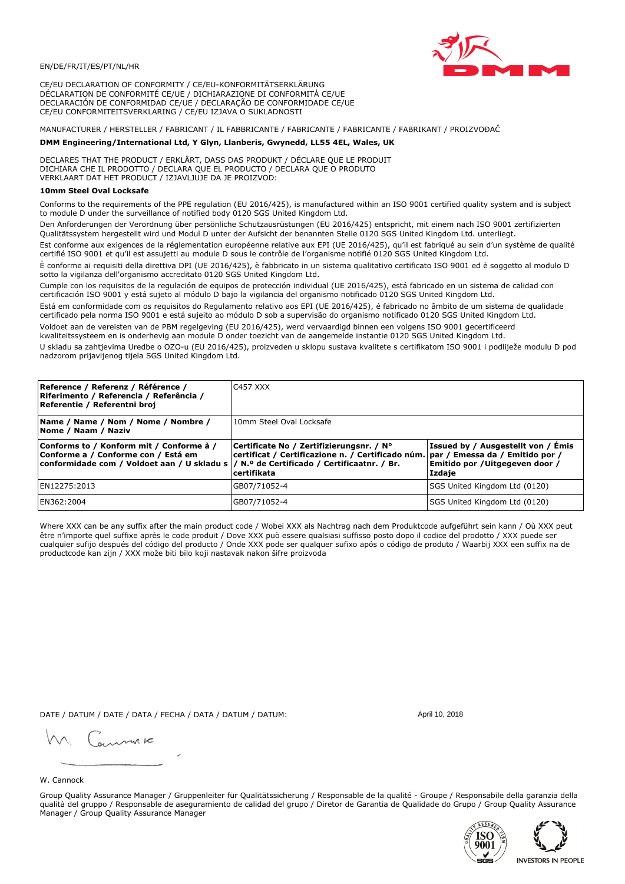EN/DE/FR/IT/ES/PT/NL/HR

CE/EU DECLARATION OF CONFORMITY / CE/EU-KONFORMITÄTSERKLÄRUNG
DÉCLARATION DE CONFORMITÉ CE/UE / DICHIARAZIONE DI CONFORMITÀ CE/UE
DECLARACIÓN DE CONFORMIDAD CE/UE / DECLARAÇÃO DE CONFORMIDADE CE/UE
CE/EU CONFORMITEITSVERKLARING / CE/EU IZJAVA O SUKLADNOSTI

MANUFACTURER / HERSTELLER / FABRICANT / IL FABBRICANTE / FABRICANTE / FABRICANTE / FABRIKANT / PROIZVOĐAČ

**DMM Engineering/International Ltd, Y Glyn, Llanberis, Gwynedd, LL55 4EL, Wales, UK**

DECLARES THAT THE PRODUCT / ERKLÄRT, DASS DAS PRODUKT / DÉCLARE QUE LE PRODUIT
DICHIARA CHE IL PRODOTTO / DECLARA QUE EL PRODUCTO / DECLARA QUE O PRODUTO
VERKLAART DAT HET PRODUCT / IZJAVLJUJE DA JE PROIZVOD:

**10mm Steel Oval Locksafe**

Conforms to the requirements of the PPE regulation (EU 2016/425), is manufactured within an ISO 9001 certified quality system and is subject to module D under the surveillance of notified body 0120 SGS United Kingdom Ltd.

Den Anforderungen der Verordnung über persönliche Schutzausrüstungen (EU 2016/425) entspricht, mit einem nach ISO 9001 zertifizierten Qualitätssystem hergestellt wird und Modul D unter der Aufsicht der benannten Stelle 0120 SGS United Kingdom Ltd. unterliegt.

Est conforme aux exigences de la réglementation européenne relative aux EPI (UE 2016/425), qu'il est fabriqué au sein d'un système de qualité certifié ISO 9001 et qu'il est assujetti au module D sous le contrôle de l'organisme notifié 0120 SGS United Kingdom Ltd.

È conforme ai requisiti della direttiva DPI (UE 2016/425), è fabbricato in un sistema qualitativo certificato ISO 9001 ed è soggetto al modulo D sotto la vigilanza dell'organismo accreditato 0120 SGS United Kingdom Ltd.

Cumple con los requisitos de la regulación de equipos de protección individual (UE 2016/425), está fabricado en un sistema de calidad con certificación ISO 9001 y está sujeto al módulo D bajo la vigilancia del organismo notificado 0120 SGS United Kingdom Ltd.

Está em conformidade com os requisitos do Regulamento relativo aos EPI (UE 2016/425), é fabricado no âmbito de um sistema de qualidade certificado pela norma ISO 9001 e está sujeito ao módulo D sob a supervisão do organismo notificado 0120 SGS United Kingdom Ltd.

Voldoet aan de vereisten van de PBM regelgeving (EU 2016/425), werd vervaardigd binnen een volgens ISO 9001 gecertificeerd kwaliteitssysteem en is onderhevig aan module D onder toezicht van de aangemelde instantie 0120 SGS United Kingdom Ltd.

U skladu sa zahtjevima Uredbe o OZO-u (EU 2016/425), proizveden u sklopu sustava kvalitete s certifikatom ISO 9001 i podliježe modulu D pod nadzorom prijavljenog tijela SGS United Kingdom Ltd.

| Reference / Referenz / Référence / Riferimento / Referencia / Referência / Referentie / Referentni broj | C457 XXX | |
|---|---|---|
| Name / Name / Nom / Nome / Nombre / Nome / Naam / Naziv | 10mm Steel Oval Locksafe | |
| Conforms to / Konform mit / Conforme à / Conforme a / Conforme con / Está em conformidade com / Voldoet aan / U skladu s | Certificate No / Zertifizierungsnr. / N° certificat / Certificazione n. / Certificado núm. / N.º de Certificado / Certificaatnr. / Br. certifikata | Issued by / Ausgestellt von / Émis par / Emessa da / Emitido por / Emitido por / Uitgegeven door / Izdaje |
| EN12275:2013 | GB07/71052-4 | SGS United Kingdom Ltd (0120) |
| EN362:2004 | GB07/71052-4 | SGS United Kingdom Ltd (0120) |

Where XXX can be any suffix after the main product code / Wobei XXX als Nachtrag nach dem Produktcode aufgeführt sein kann / Où XXX peut être n'importe quel suffixe après le code produit / Dove XXX può essere qualsiasi suffisso posto dopo il codice del prodotto / XXX puede ser cualquier sufijo después del código del producto / Onde XXX pode ser qualquer sufixo após o código de produto / Waarbij XXX een suffix na de productcode kan zijn / XXX može biti bilo koji nastavak nakon šifre proizvoda

DATE / DATUM / DATE / DATA / FECHA / DATA / DATUM / DATUM: April 10, 2018

W. Cannock

Group Quality Assurance Manager / Gruppenleiter für Qualitätssicherung / Responsable de la qualité - Groupe / Responsabile della garanzia della qualità del gruppo / Responsable de aseguramiento de calidad del grupo / Diretor de Garantia de Qualidade do Grupo / Group Quality Assurance Manager / Group Quality Assurance Manager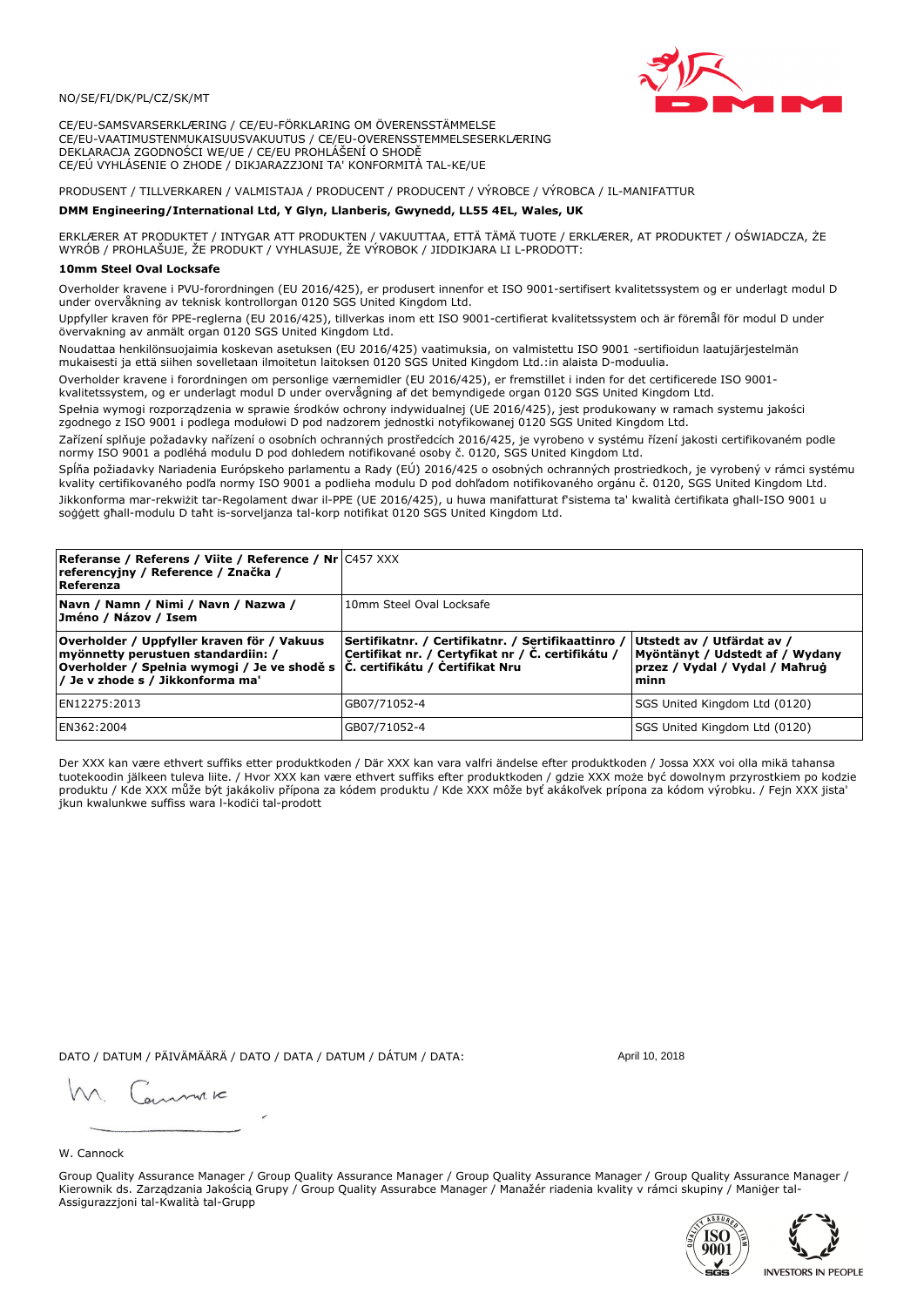NO/SE/FI/DK/PL/CZ/SK/MT

CE/EU-SAMSVARSERKLÆRING / CE/EU-FÖRKLARING OM ÖVERENSSTÄMMELSE
CE/EU-VAATIMUSTENMUKAISUUSVAKUUTUS / CE/EU-OVERENSSTEMMELSESERKLÆRING
DEKLARACJA ZGODNOŚCI WE/UE / CE/EU PROHLÁŠENÍ O SHODĚ
CE/EÚ VYHLÁSENIE O ZHODE / DIKJARAZZJONI TA' KONFORMITÀ TAL-KE/UE

PRODUSENT / TILLVERKAREN / VALMISTAJA / PRODUCENT / PRODUCENT / VÝROBCE / VÝROBCA / IL-MANIFATTUR

**DMM Engineering/International Ltd, Y Glyn, Llanberis, Gwynedd, LL55 4EL, Wales, UK**

ERKLÆRER AT PRODUKTET / INTYGAR ATT PRODUKTEN / VAKUUTTAA, ETTÄ TÄMÄ TUOTE / ERKLÆRER, AT PRODUKTET / OŚWIADCZA, ŻE WYRÓB / PROHLAŠUJE, ŽE PRODUKT / VYHLASUJE, ŽE VÝROBOK / JIDDIKJARA LI L-PRODOTT:

**10mm Steel Oval Locksafe**

Overholder kravene i PVU-forordningen (EU 2016/425), er produsert innenfor et ISO 9001-sertifisert kvalitetssystem og er underlagt modul D under overvåkning av teknisk kontrollorgan 0120 SGS United Kingdom Ltd.

Uppfyller kraven för PPE-reglerna (EU 2016/425), tillverkas inom ett ISO 9001-certifierat kvalitetssystem och är föremål för modul D under övervakning av anmält organ 0120 SGS United Kingdom Ltd.

Noudattaa henkilönsuojaimia koskevan asetuksen (EU 2016/425) vaatimuksia, on valmistettu ISO 9001 -sertifioidun laatujärjestelmän mukaisesti ja että siihen sovelletaan ilmoitetun laitoksen 0120 SGS United Kingdom Ltd.:in alaista D-moduulia.

Overholder kravene i forordningen om personlige værnemidler (EU 2016/425), er fremstillet i inden for det certificerede ISO 9001-kvalitetssystem, og er underlagt modul D under overvågning af det bemyndigede organ 0120 SGS United Kingdom Ltd.

Spełnia wymogi rozporządzenia w sprawie środków ochrony indywidualnej (UE 2016/425), jest produkowany w ramach systemu jakości zgodnego z ISO 9001 i podlega modułowi D pod nadzorem jednostki notyfikowanej 0120 SGS United Kingdom Ltd.

Zařízení splňuje požadavky nařízení o osobních ochranných prostředcích 2016/425, je vyrobeno v systému řízení jakosti certifikovaném podle normy ISO 9001 a podléhá modulu D pod dohledem notifikované osoby č. 0120, SGS United Kingdom Ltd.

Spĺňa požiadavky Nariadenia Európskeho parlamentu a Rady (EÚ) 2016/425 o osobných ochranných prostriedkoch, je vyrobený v rámci systému kvality certifikovaného podľa normy ISO 9001 a podlieha modulu D pod dohľadom notifikovaného orgánu č. 0120, SGS United Kingdom Ltd.

Jikkonforma mar-rekwiżit tar-Regolament dwar il-PPE (UE 2016/425), u huwa manifatturat f'sistema ta' kwalità ċertifikata għall-ISO 9001 u soġġett għall-modulu D taħt is-sorveljanza tal-korp notifikat 0120 SGS United Kingdom Ltd.

| **Referanse / Referens / Viite / Reference / Nr referencyjny / Reference / Značka / Referenza** | C457 XXX | |
|---|---|---|
| **Navn / Namn / Nimi / Navn / Nazwa / Jméno / Názov / Isem** | 10mm Steel Oval Locksafe | |
| **Overholder / Uppfyller kraven för / Vakuus myönnetty perustuen standardiin: / Overholder / Spełnia wymogi / Je ve shodě s / Je v zhode s / Jikkonforma ma'** | **Sertifikatnr. / Certifikatnr. / Sertifikaattinro / Certifikat nr. / Certyfikat nr / Č. certifikátu / Č. certifikátu / Ċertifikat Nru** | **Utstedt av / Utfärdat av / Myöntänyt / Udstedt af / Wydany przez / Vydal / Vydal / Maħruġ minn** |
| EN12275:2013 | GB07/71052-4 | SGS United Kingdom Ltd (0120) |
| EN362:2004 | GB07/71052-4 | SGS United Kingdom Ltd (0120) |

Der XXX kan være ethvert suffiks etter produktkoden / Där XXX kan vara valfri ändelse efter produktkoden / Jossa XXX voi olla mikä tahansa tuotekoodin jälkeen tuleva liite. / Hvor XXX kan være ethvert suffiks efter produktkoden / gdzie XXX może być dowolnym przyrostkiem po kodzie produktu / Kde XXX může být jakákoliv přípona za kódem produktu / Kde XXX môže byť akákoľvek prípona za kódom výrobku. / Fejn XXX jista' jkun kwalunkwe suffiss wara l-kodiċi tal-prodott

DATO / DATUM / PÄIVÄMÄÄRÄ / DATO / DATA / DATUM / DÁTUM / DATA: April 10, 2018

W. Cannock

Group Quality Assurance Manager / Group Quality Assurance Manager / Group Quality Assurance Manager / Group Quality Assurance Manager / Kierownik ds. Zarządzania Jakością Grupy / Group Quality Assurabce Manager / Manažér riadenia kvality v rámci skupiny / Maniġer tal-Assigurazzjoni tal-Kwalità tal-Grupp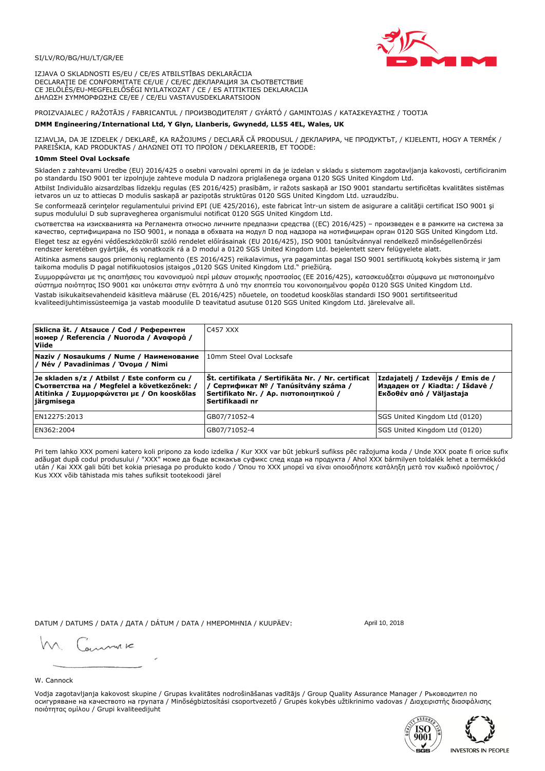SI/LV/RO/BG/HU/LT/GR/EE

IZJAVA O SKLADNOSTI ES/EU / CE/ES ATBILSTĪBAS DEKLARĀCIJA
DECLARAŢIE DE CONFORMITATE CE/UE / CE/ЕС ДЕКЛАРАЦИЯ ЗА СЪОТВЕТСТВИЕ
CE JELÖLÉS/EU-MEGFELELŐSÉGI NYILATKOZAT / CE / ES ATITIKTIES DEKLARACIJA
ΔΗΛΩΣΗ ΣΥΜΜΟΡΦΩΣΗΣ CE/EE / CE/ELi VASTAVUSDEKLARATSIOON

PROIZVAJALEC / RAŽOTĀJS / FABRICANTUL / ПРОИЗВОДИТЕЛЯТ / GYÁRTÓ / GAMINTOJAS / ΚΑΤΑΣΚΕΥΑΣΤΗΣ / TOOTJA

**DMM Engineering/International Ltd, Y Glyn, Llanberis, Gwynedd, LL55 4EL, Wales, UK**

IZJAVLJA, DA JE IZDELEK / DEKLARĒ, KA RAŽOJUMS / DECLARĂ CĂ PRODUSUL / ДЕКЛАРИРА, ЧЕ ПРОДУКТЪТ, / KIJELENTI, HOGY A TERMÉK / PAREIŠKIA, KAD PRODUKTAS / ΔΗΛΩΝΕΙ ΟΤΙ ΤΟ ΠΡΟΪΟΝ / DEKLAREERIB, ET TOODE:

**10mm Steel Oval Locksafe**

Skladen z zahtevami Uredbe (EU) 2016/425 o osebni varovalni opremi in da je izdelan v skladu s sistemom zagotavljanja kakovosti, certificiranim po standardu ISO 9001 ter izpolnjuje zahteve modula D nadzora priglašenega organa 0120 SGS United Kingdom Ltd.

Atbilst Individuālo aizsardzības līdzekļu regulas (ES 2016/425) prasībām, ir ražots saskaņā ar ISO 9001 standartu sertificētas kvalitātes sistēmas ietvaros un uz to attiecas D modulis saskaņā ar paziņotās struktūras 0120 SGS United Kingdom Ltd. uzraudzību.

Se conformează cerinţelor regulamentului privind EPI (UE 425/2016), este fabricat într-un sistem de asigurare a calităţii certificat ISO 9001 şi supus modulului D sub supravegherea organismului notificat 0120 SGS United Kingdom Ltd.

съответства на изискванията на Регламента относно личните предпазни средства ((ЕС) 2016/425) – произведен е в рамките на системата за качество, сертифицирана по ISO 9001, и попада в обхвата на модул D под надзора на нотифициран орган 0120 SGS United Kingdom Ltd.

Eleget tesz az egyéni védőeszközökről szóló rendelet előírásainak (EU 2016/425), ISO 9001 tanúsítvánnyal rendelkező minőségellenőrzési rendszer keretében gyártják, és vonatkozik rá a D modul a 0120 SGS United Kingdom Ltd. bejelentett szerv felügyelete alatt.

Atitinka asmens saugos priemonių reglamento (ES 2016/425) reikalavimus, yra pagamintas pagal ISO 9001 sertifikuotą kokybės sistemą ir jam taikoma modulis D pagal notifikuotosios įstaigos „0120 SGS United Kingdom Ltd." priežiūrą.

Συμμορφώνεται με τις απαιτήσεις του κανονισμού περί μέσων ατομικής προστασίας (ΕΕ 2016/425), κατασκευάζεται σύμφωνα με πιστοποιημένο σύστημα ποιότητας ISO 9001 και υπόκειται στην ενότητα Δ υπό την εποπτεία του κοινοποιημένου φορέα 0120 SGS United Kingdom Ltd.

Vastab isikukaitsevahendeid käsitleva määruse (EL 2016/425) nõuetele, on toodetud kooskõlas standardi ISO 9001 sertifitseeritud kvaliteedijuhtimissüsteemiga ja vastab moodulile D teavitatud asutuse 0120 SGS United Kingdom Ltd. järelevalve all.

| | | |
|---|---|---|
| **Sklicna št. / Atsauce / Cod / Референтен номер / Referencia / Nuoroda / Αναφορά / Viide** | C457 XXX | |
| **Naziv / Nosaukums / Nume / Наименование / Név / Pavadinimas / Όνομα / Nimi** | 10mm Steel Oval Locksafe | |
| **Je skladen s/z / Atbilst / Este conform cu / Съответства на / Megfelel a következőnek: / Atitinka / Συμμορφώνεται με / On kooskõlas järgmisega** | **Št. certifikata / Sertifikāta Nr. / Nr. certificat / Сертификат № / Tanúsítvány száma / Sertifikato Nr. / Αρ. πιστοποιητικού / Sertifikaadi nr** | **Izdajatelj / Izdevējs / Emis de / Издаден от / Kiadta: / Išdavė / Εκδοθέν από / Väljastaja** |
| EN12275:2013 | GB07/71052-4 | SGS United Kingdom Ltd (0120) |
| EN362:2004 | GB07/71052-4 | SGS United Kingdom Ltd (0120) |

Pri tem lahko XXX pomeni katero koli pripono za kodo izdelka / Kur XXX var būt jebkurš sufikss pēc ražojuma koda / Unde XXX poate fi orice sufix adăugat după codul produsului / "XXX" може да бъде всякакъв суфикс след кода на продукта / Ahol XXX bármilyen toldalék lehet a termékkód után / Kai XXX gali būti bet kokia priesaga po produkto kodo / Όπου το XXX μπορεί να είναι οποιοδήποτε κατάληξη μετά τον κωδικό προϊόντος / Kus XXX võib tähistada mis tahes sufiksit tootekoodi järel

DATUM / DATUMS / DATA / ДАТА / DÁTUM / DATA / ΗΜΕΡΟΜΗΝΙΑ / KUUPÄEV: April 10, 2018

W. Cannock

Vodja zagotavljanja kakovost skupine / Grupas kvalitātes nodrošināšanas vadītājs / Group Quality Assurance Manager / Ръководител по осигуряване на качеството на групата / Minőségbiztosítási csoportvezető / Grupės kokybės užtikrinimo vadovas / Διαχειριστής διασφάλισης ποιότητας ομίλου / Grupi kvaliteedijuht

INVESTORS IN PEOPLE